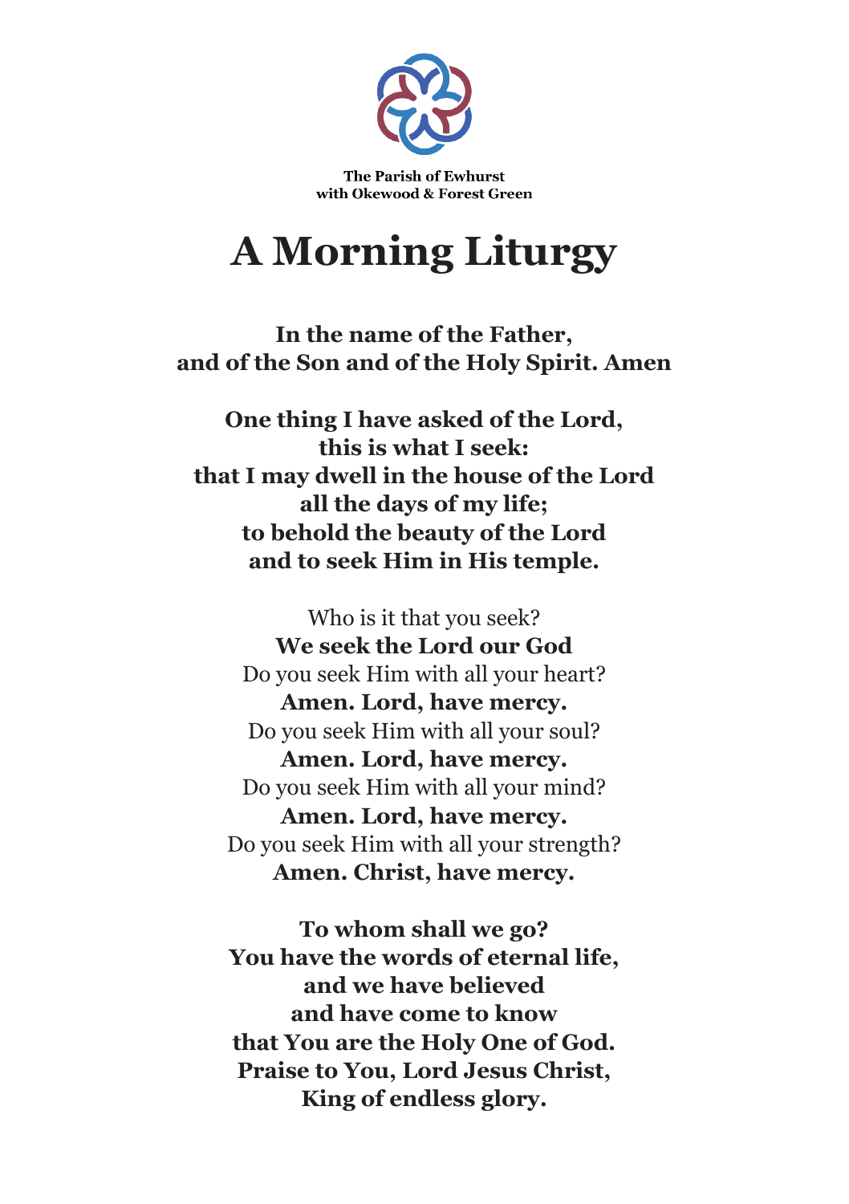The Parish of Ewhurst
with Okewood & Forest Green

# A Morning Liturgy

**In the name of the Father,**
**and of the Son and of the Holy Spirit. Amen**

**One thing I have asked of the Lord,**
**this is what I seek:**
**that I may dwell in the house of the Lord**
**all the days of my life;**
**to behold the beauty of the Lord**
**and to seek Him in His temple.**

Who is it that you seek?
**We seek the Lord our God**
Do you seek Him with all your heart?
**Amen. Lord, have mercy.**
Do you seek Him with all your soul?
**Amen. Lord, have mercy.**
Do you seek Him with all your mind?
**Amen. Lord, have mercy.**
Do you seek Him with all your strength?
**Amen. Christ, have mercy.**

**To whom shall we go?**
**You have the words of eternal life,**
**and we have believed**
**and have come to know**
**that You are the Holy One of God.**
**Praise to You, Lord Jesus Christ,**
**King of endless glory.**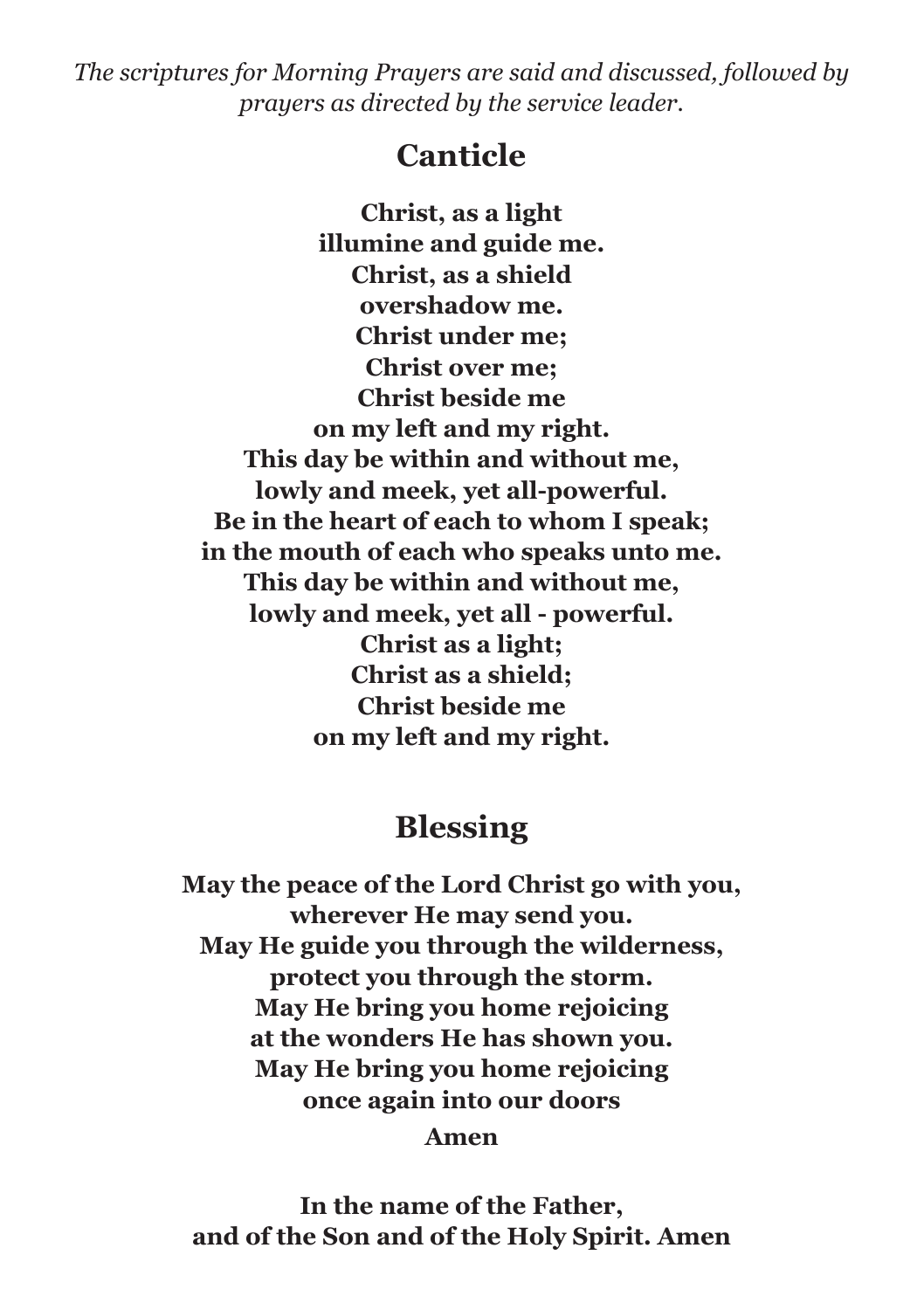*The scriptures for Morning Prayers are said and discussed, followed by prayers as directed by the service leader.*

## Canticle

**Christ, as a light**
**illumine and guide me.**
**Christ, as a shield**
**overshadow me.**
**Christ under me;**
**Christ over me;**
**Christ beside me**
**on my left and my right.**
**This day be within and without me,**
**lowly and meek, yet all-powerful.**
**Be in the heart of each to whom I speak;**
**in the mouth of each who speaks unto me.**
**This day be within and without me,**
**lowly and meek, yet all - powerful.**
**Christ as a light;**
**Christ as a shield;**
**Christ beside me**
**on my left and my right.**

## Blessing

**May the peace of the Lord Christ go with you,**
**wherever He may send you.**
**May He guide you through the wilderness,**
**protect you through the storm.**
**May He bring you home rejoicing**
**at the wonders He has shown you.**
**May He bring you home rejoicing**
**once again into our doors**
**Amen**

**In the name of the Father,**
**and of the Son and of the Holy Spirit. Amen**